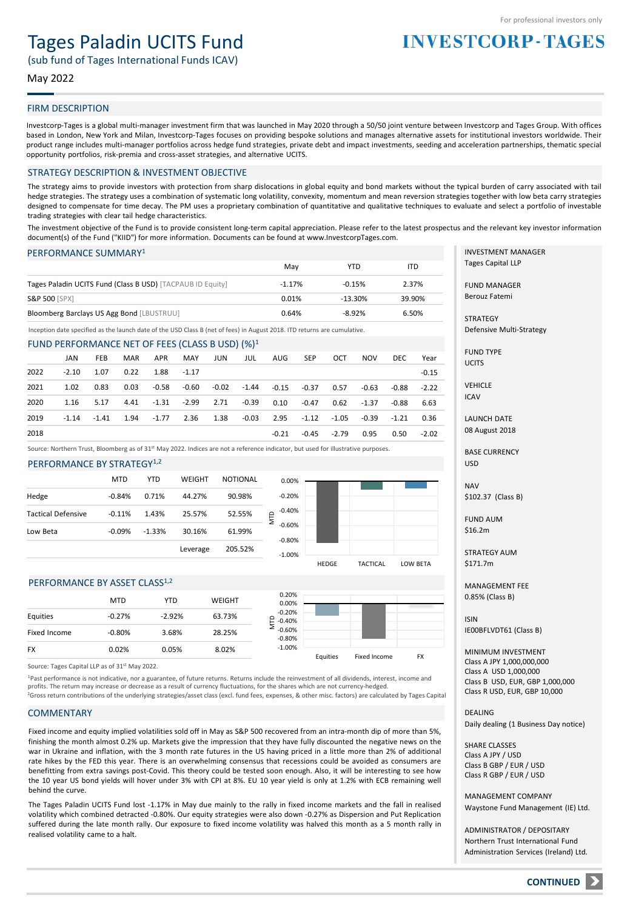For professional investors only

# Tages Paladin UCITS Fund

(sub fund of Tages International Funds ICAV)

May 2022

**INVESTCORP-TAGES**

## FIRM DESCRIPTION

Investcorp-Tages is a global multi-manager investment firm that was launched in May 2020 through a 50/50 joint venture between Investcorp and Tages Group. With offices based in London, New York and Milan, Investcorp-Tages focuses on providing bespoke solutions and manages alternative assets for institutional investors worldwide. Their product range includes multi-manager portfolios across hedge fund strategies, private debt and impact investments, seeding and acceleration partnerships, thematic special opportunity portfolios, risk-premia and cross-asset strategies, and alternative UCITS.

## STRATEGY DESCRIPTION & INVESTMENT OBJECTIVE

The strategy aims to provide investors with protection from sharp dislocations in global equity and bond markets without the typical burden of carry associated with tail hedge strategies. The strategy uses a combination of systematic long volatility, convexity, momentum and mean reversion strategies together with low beta carry strategies designed to compensate for time decay. The PM uses a proprietary combination of quantitative and qualitative techniques to evaluate and select a portfolio of investable trading strategies with clear tail hedge characteristics.

The investment objective of the Fund is to provide consistent long-term capital appreciation. Please refer to the latest prospectus and the relevant key investor information document(s) of the Fund ("KIID") for more information. Documents can be found at www.InvestcorpTages.com.

## PERFORMANCE SUMMARY[1]

| | May | YTD | ITD |
|---|---|---|---|
| Tages Paladin UCITS Fund (Class B USD) [TACPAUB ID Equity] | -1.17% | -0.15% | 2.37% |
| S&P 500 [SPX] | 0.01% | -13.30% | 39.90% |
| Bloomberg Barclays US Agg Bond [LBUSTRUU] | 0.64% | -8.92% | 6.50% |

Inception date specified as the launch date of the USD Class B (net of fees) in August 2018. ITD returns are cumulative.

## FUND PERFORMANCE NET OF FEES (CLASS B USD) (%)[1]

| | JAN | FEB | MAR | APR | MAY | JUN | JUL | AUG | SEP | OCT | NOV | DEC | Year |
|---|---|---|---|---|---|---|---|---|---|---|---|---|---|
| 2022 | -2.10 | 1.07 | 0.22 | 1.88 | -1.17 | | | | | | | | -0.15 |
| 2021 | 1.02 | 0.83 | 0.03 | -0.58 | -0.60 | -0.02 | -1.44 | -0.15 | -0.37 | 0.57 | -0.63 | -0.88 | -2.22 |
| 2020 | 1.16 | 5.17 | 4.41 | -1.31 | -2.99 | 2.71 | -0.39 | 0.10 | -0.47 | 0.62 | -1.37 | -0.88 | 6.63 |
| 2019 | -1.14 | -1.41 | 1.94 | -1.77 | 2.36 | 1.38 | -0.03 | 2.95 | -1.12 | -1.05 | -0.39 | -1.21 | 0.36 |
| 2018 | | | | | | | | -0.21 | -0.45 | -2.79 | 0.95 | 0.50 | -2.02 |

Source: Northern Trust, Bloomberg as of 31st May 2022. Indices are not a reference indicator, but used for illustrative purposes.

## PERFORMANCE BY STRATEGY[1,2]

| | MTD | YTD | WEIGHT | NOTIONAL |
|---|---|---|---|---|
| Hedge | -0.84% | 0.71% | 44.27% | 90.98% |
| Tactical Defensive | -0.11% | 1.43% | 25.57% | 52.55% |
| Low Beta | -0.09% | -1.33% | 30.16% | 61.99% |
| | | | Leverage | 205.52% |

## PERFORMANCE BY ASSET CLASS[1,2]

| | MTD | YTD | WEIGHT |
|---|---|---|---|
| Equities | -0.27% | -2.92% | 63.73% |
| Fixed Income | -0.80% | 3.68% | 28.25% |
| FX | 0.02% | 0.05% | 8.02% |

Source: Tages Capital LLP as of 31st May 2022.

[1]Past performance is not indicative, nor a guarantee, of future returns. Returns include the reinvestment of all dividends, interest, income and profits. The return may increase or decrease as a result of currency fluctuations, for the shares which are not currency-hedged.
[2]Gross return contributions of the underlying strategies/asset class (excl. fund fees, expenses, & other misc. factors) are calculated by Tages Capital

## COMMENTARY

Fixed income and equity implied volatilities sold off in May as S&P 500 recovered from an intra-month dip of more than 5%, finishing the month almost 0.2% up. Markets give the impression that they have fully discounted the negative news on the war in Ukraine and inflation, with the 3 month rate futures in the US having priced in a little more than 2% of additional rate hikes by the FED this year. There is an overwhelming consensus that recessions could be avoided as consumers are benefitting from extra savings post-Covid. This theory could be tested soon enough. Also, it will be interesting to see how the 10 year US bond yields will hover under 3% with CPI at 8%. EU 10 year yield is only at 1.2% with ECB remaining well behind the curve.

The Tages Paladin UCITS Fund lost -1.17% in May due mainly to the rally in fixed income markets and the fall in realised volatility which combined detracted -0.80%. Our equity strategies were also down -0.27% as Dispersion and Put Replication suffered during the late month rally. Our exposure to fixed income volatility was halved this month as a 5 month rally in realised volatility came to a halt.

---

**INVESTMENT MANAGER**
Tages Capital LLP

**FUND MANAGER**
Berouz Fatemi

**STRATEGY**
Defensive Multi-Strategy

**FUND TYPE**
UCITS

**VEHICLE**
ICAV

**LAUNCH DATE**
08 August 2018

**BASE CURRENCY**
USD

**NAV**
$102.37 (Class B)

**FUND AUM**
$16.2m

**STRATEGY AUM**
$171.7m

**MANAGEMENT FEE**
0.85% (Class B)

**ISIN**
IE00BFLVDT61 (Class B)

**MINIMUM INVESTMENT**
Class A JPY 1,000,000,000
Class A USD 1,000,000
Class B USD, EUR, GBP 1,000,000
Class R USD, EUR, GBP 10,000

**DEALING**
Daily dealing (1 Business Day notice)

**SHARE CLASSES**
Class A JPY / USD
Class B GBP / EUR / USD
Class R GBP / EUR / USD

**MANAGEMENT COMPANY**
Waystone Fund Management (IE) Ltd.

**ADMINISTRATOR / DEPOSITARY**
Northern Trust International Fund Administration Services (Ireland) Ltd.

CONTINUED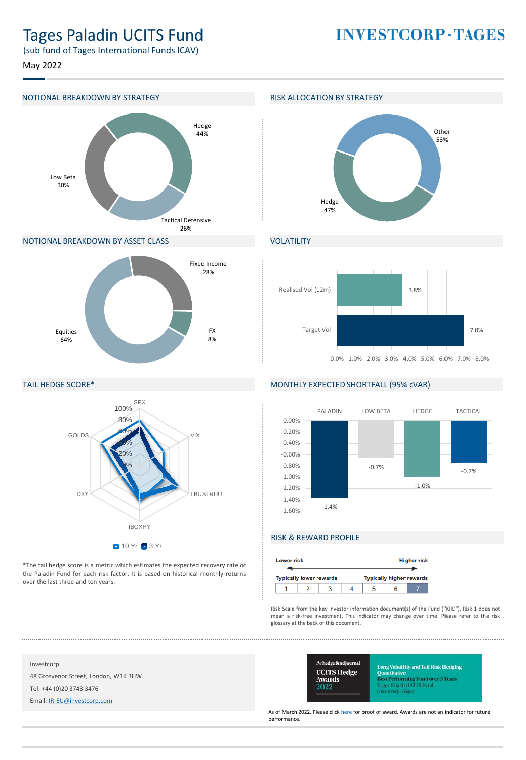# Tages Paladin UCITS Fund

(sub fund of Tages International Funds ICAV)

May 2022

**INVESTCORP-TAGES**

## NOTIONAL BREAKDOWN BY STRATEGY

| Strategy | % |
|---|---|
| Hedge | 44% |
| Tactical Defensive | 26% |
| Low Beta | 30% |

## RISK ALLOCATION BY STRATEGY

| Strategy | % |
|---|---|
| Other | 53% |
| Hedge | 47% |

## NOTIONAL BREAKDOWN BY ASSET CLASS

| Asset Class | % |
|---|---|
| Fixed Income | 28% |
| FX | 8% |
| Equities | 64% |

## VOLATILITY

| | % |
|---|---|
| Realised Vol (12m) | 3.8% |
| Target Vol | 7.0% |

## TAIL HEDGE SCORE*

Risk factors: SPX, VIX, LBUSTRUU, IBOXHY, DXY, GOLDS (10 Yr, 3 Yr)

*The tail hedge score is a metric which estimates the expected recovery rate of the Paladin Fund for each risk factor. It is based on historical monthly returns over the last three and ten years.

## MONTHLY EXPECTED SHORTFALL (95% cVAR)

| PALADIN | LOW BETA | HEDGE | TACTICAL |
|---|---|---|---|
| -1.4% | -0.7% | -1.0% | -0.7% |

## RISK & REWARD PROFILE

| Lower risk | | | | | | Higher risk |
|---|---|---|---|---|---|---|
| Typically lower rewards | | | | | | Typically higher rewards |
| 1 | 2 | 3 | 4 | 5 | 6 | **7** |

Risk Scale from the key investor information document(s) of the Fund ("KIID"). Risk 1 does not mean a risk-free investment. This indicator may change over time. Please refer to the risk glossary at the back of this document.

Investcorp

48 Grosvenor Street, London, W1K 3HW

Tel: +44 (0)20 3743 3476

Email: IR-EU@investcorp.com

the hedge fund journal UCITS Hedge Awards 2022 — Long Volatility and Tail Risk Hedging - Quantitative, Best Performing Fund over 3 Years, Tages Paladin UCITS Fund (Investcorp-Tages)

As of March 2022. Please click here for proof of award. Awards are not an indicator for future performance.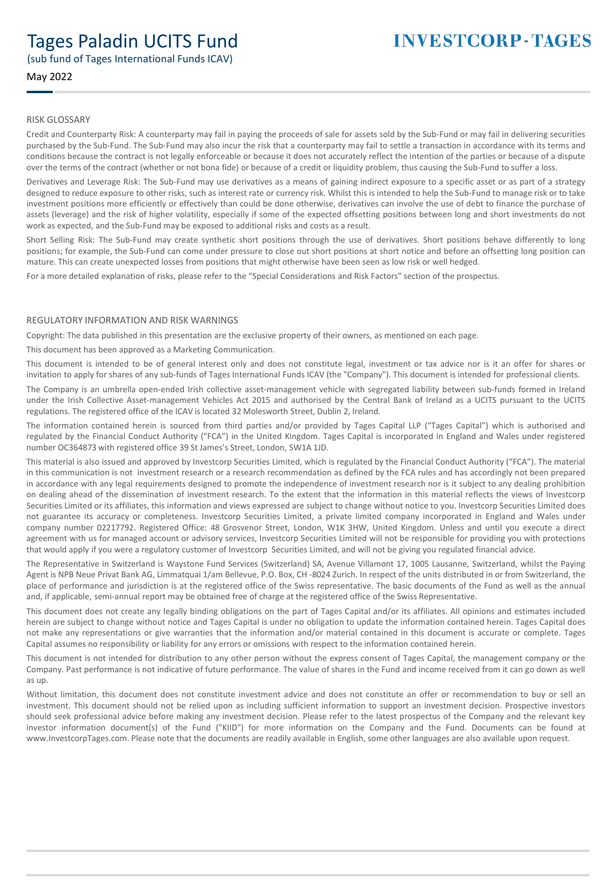## RISK GLOSSARY

Credit and Counterparty Risk: A counterparty may fail in paying the proceeds of sale for assets sold by the Sub-Fund or may fail in delivering securities purchased by the Sub-Fund. The Sub-Fund may also incur the risk that a counterparty may fail to settle a transaction in accordance with its terms and conditions because the contract is not legally enforceable or because it does not accurately reflect the intention of the parties or because of a dispute over the terms of the contract (whether or not bona fide) or because of a credit or liquidity problem, thus causing the Sub-Fund to suffer a loss.

Derivatives and Leverage Risk: The Sub-Fund may use derivatives as a means of gaining indirect exposure to a specific asset or as part of a strategy designed to reduce exposure to other risks, such as interest rate or currency risk. Whilst this is intended to help the Sub-Fund to manage risk or to take investment positions more efficiently or effectively than could be done otherwise, derivatives can involve the use of debt to finance the purchase of assets (leverage) and the risk of higher volatility, especially if some of the expected offsetting positions between long and short investments do not work as expected, and the Sub-Fund may be exposed to additional risks and costs as a result.

Short Selling Risk: The Sub-Fund may create synthetic short positions through the use of derivatives. Short positions behave differently to long positions; for example, the Sub-Fund can come under pressure to close out short positions at short notice and before an offsetting long position can mature. This can create unexpected losses from positions that might otherwise have been seen as low risk or well hedged.

For a more detailed explanation of risks, please refer to the "Special Considerations and Risk Factors" section of the prospectus.

## REGULATORY INFORMATION AND RISK WARNINGS

Copyright: The data published in this presentation are the exclusive property of their owners, as mentioned on each page.

This document has been approved as a Marketing Communication.

This document is intended to be of general interest only and does not constitute legal, investment or tax advice nor is it an offer for shares or invitation to apply for shares of any sub-funds of Tages International Funds ICAV (the "Company"). This document is intended for professional clients.

The Company is an umbrella open-ended Irish collective asset-management vehicle with segregated liability between sub-funds formed in Ireland under the Irish Collective Asset-management Vehicles Act 2015 and authorised by the Central Bank of Ireland as a UCITS pursuant to the UCITS regulations. The registered office of the ICAV is located 32 Molesworth Street, Dublin 2, Ireland.

The information contained herein is sourced from third parties and/or provided by Tages Capital LLP ("Tages Capital") which is authorised and regulated by the Financial Conduct Authority ("FCA") in the United Kingdom. Tages Capital is incorporated in England and Wales under registered number OC364873 with registered office 39 St James's Street, London, SW1A 1JD.

This material is also issued and approved by Investcorp Securities Limited, which is regulated by the Financial Conduct Authority ("FCA"). The material in this communication is not investment research or a research recommendation as defined by the FCA rules and has accordingly not been prepared in accordance with any legal requirements designed to promote the independence of investment research nor is it subject to any dealing prohibition on dealing ahead of the dissemination of investment research. To the extent that the information in this material reflects the views of Investcorp Securities Limited or its affiliates, this information and views expressed are subject to change without notice to you. Investcorp Securities Limited does not guarantee its accuracy or completeness. Investcorp Securities Limited, a private limited company incorporated in England and Wales under company number 02217792. Registered Office: 48 Grosvenor Street, London, W1K 3HW, United Kingdom. Unless and until you execute a direct agreement with us for managed account or advisory services, Investcorp Securities Limited will not be responsible for providing you with protections that would apply if you were a regulatory customer of Investcorp Securities Limited, and will not be giving you regulated financial advice.

The Representative in Switzerland is Waystone Fund Services (Switzerland) SA, Avenue Villamont 17, 1005 Lausanne, Switzerland, whilst the Paying Agent is NPB Neue Privat Bank AG, Limmatquai 1/am Bellevue, P.O. Box, CH -8024 Zurich. In respect of the units distributed in or from Switzerland, the place of performance and jurisdiction is at the registered office of the Swiss representative. The basic documents of the Fund as well as the annual and, if applicable, semi-annual report may be obtained free of charge at the registered office of the Swiss Representative.

This document does not create any legally binding obligations on the part of Tages Capital and/or its affiliates. All opinions and estimates included herein are subject to change without notice and Tages Capital is under no obligation to update the information contained herein. Tages Capital does not make any representations or give warranties that the information and/or material contained in this document is accurate or complete. Tages Capital assumes no responsibility or liability for any errors or omissions with respect to the information contained herein.

This document is not intended for distribution to any other person without the express consent of Tages Capital, the management company or the Company. Past performance is not indicative of future performance. The value of shares in the Fund and income received from it can go down as well as up.

Without limitation, this document does not constitute investment advice and does not constitute an offer or recommendation to buy or sell an investment. This document should not be relied upon as including sufficient information to support an investment decision. Prospective investors should seek professional advice before making any investment decision. Please refer to the latest prospectus of the Company and the relevant key investor information document(s) of the Fund ("KIID") for more information on the Company and the Fund. Documents can be found at www.InvestcorpTages.com. Please note that the documents are readily available in English, some other languages are also available upon request.